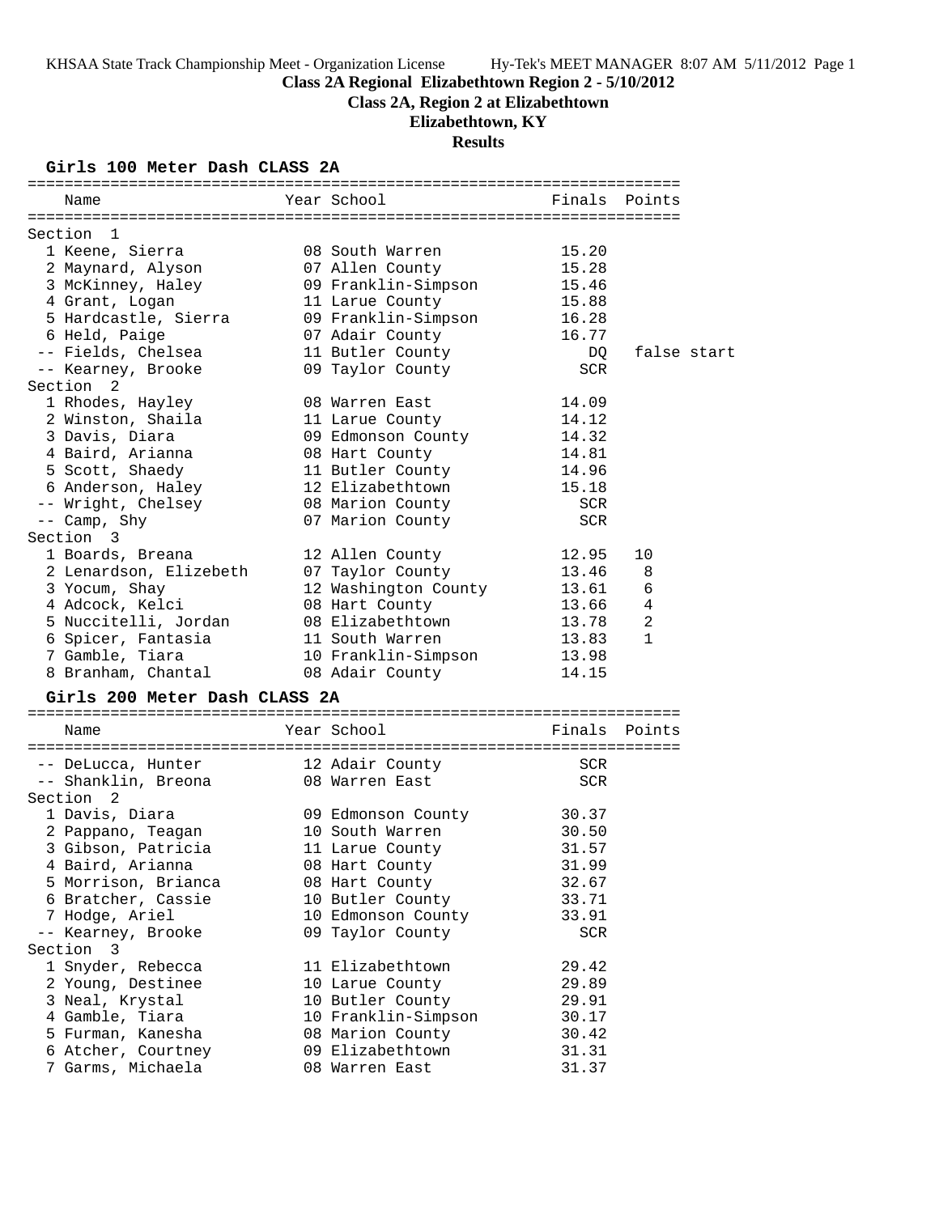**Class 2A Regional Elizabethtown Region 2 - 5/10/2012**

**Class 2A, Region 2 at Elizabethtown**

**Elizabethtown, KY**

**Results**

## Girls 100 Meter Dash CLASS 2A

| Name | Year | School | Finals | Points |
|---|---|---|---|---|
| **Section 1** | | | | |
| 1 Keene, Sierra | 08 | South Warren | 15.20 | |
| 2 Maynard, Alyson | 07 | Allen County | 15.28 | |
| 3 McKinney, Haley | 09 | Franklin-Simpson | 15.46 | |
| 4 Grant, Logan | 11 | Larue County | 15.88 | |
| 5 Hardcastle, Sierra | 09 | Franklin-Simpson | 16.28 | |
| 6 Held, Paige | 07 | Adair County | 16.77 | |
| -- Fields, Chelsea | 11 | Butler County | DQ | false start |
| -- Kearney, Brooke | 09 | Taylor County | SCR | |
| **Section 2** | | | | |
| 1 Rhodes, Hayley | 08 | Warren East | 14.09 | |
| 2 Winston, Shaila | 11 | Larue County | 14.12 | |
| 3 Davis, Diara | 09 | Edmonson County | 14.32 | |
| 4 Baird, Arianna | 08 | Hart County | 14.81 | |
| 5 Scott, Shaedy | 11 | Butler County | 14.96 | |
| 6 Anderson, Haley | 12 | Elizabethtown | 15.18 | |
| -- Wright, Chelsey | 08 | Marion County | SCR | |
| -- Camp, Shy | 07 | Marion County | SCR | |
| **Section 3** | | | | |
| 1 Boards, Breana | 12 | Allen County | 12.95 | 10 |
| 2 Lenardson, Elizebeth | 07 | Taylor County | 13.46 | 8 |
| 3 Yocum, Shay | 12 | Washington County | 13.61 | 6 |
| 4 Adcock, Kelci | 08 | Hart County | 13.66 | 4 |
| 5 Nuccitelli, Jordan | 08 | Elizabethtown | 13.78 | 2 |
| 6 Spicer, Fantasia | 11 | South Warren | 13.83 | 1 |
| 7 Gamble, Tiara | 10 | Franklin-Simpson | 13.98 | |
| 8 Branham, Chantal | 08 | Adair County | 14.15 | |

## Girls 200 Meter Dash CLASS 2A

| Name | Year | School | Finals | Points |
|---|---|---|---|---|
| -- DeLucca, Hunter | 12 | Adair County | SCR | |
| -- Shanklin, Breona | 08 | Warren East | SCR | |
| **Section 2** | | | | |
| 1 Davis, Diara | 09 | Edmonson County | 30.37 | |
| 2 Pappano, Teagan | 10 | South Warren | 30.50 | |
| 3 Gibson, Patricia | 11 | Larue County | 31.57 | |
| 4 Baird, Arianna | 08 | Hart County | 31.99 | |
| 5 Morrison, Brianca | 08 | Hart County | 32.67 | |
| 6 Bratcher, Cassie | 10 | Butler County | 33.71 | |
| 7 Hodge, Ariel | 10 | Edmonson County | 33.91 | |
| -- Kearney, Brooke | 09 | Taylor County | SCR | |
| **Section 3** | | | | |
| 1 Snyder, Rebecca | 11 | Elizabethtown | 29.42 | |
| 2 Young, Destinee | 10 | Larue County | 29.89 | |
| 3 Neal, Krystal | 10 | Butler County | 29.91 | |
| 4 Gamble, Tiara | 10 | Franklin-Simpson | 30.17 | |
| 5 Furman, Kanesha | 08 | Marion County | 30.42 | |
| 6 Atcher, Courtney | 09 | Elizabethtown | 31.31 | |
| 7 Garms, Michaela | 08 | Warren East | 31.37 | |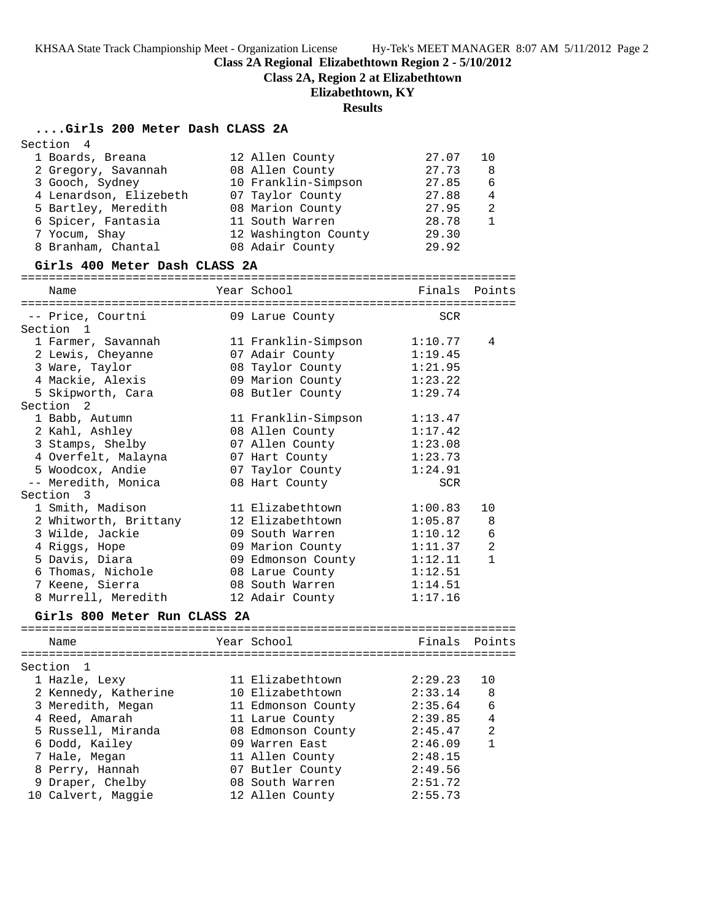## Class 2A Regional Elizabethtown Region 2 - 5/10/2012

### Class 2A, Region 2 at Elizabethtown

### Elizabethtown, KY

### Results

#### ....Girls 200 Meter Dash CLASS 2A

Section 4

| Place | Name | Year | School | Finals | Points |
|---|---|---|---|---|---|
| 1 | Boards, Breana | 12 | Allen County | 27.07 | 10 |
| 2 | Gregory, Savannah | 08 | Allen County | 27.73 | 8 |
| 3 | Gooch, Sydney | 10 | Franklin-Simpson | 27.85 | 6 |
| 4 | Lenardson, Elizebeth | 07 | Taylor County | 27.88 | 4 |
| 5 | Bartley, Meredith | 08 | Marion County | 27.95 | 2 |
| 6 | Spicer, Fantasia | 11 | South Warren | 28.78 | 1 |
| 7 | Yocum, Shay | 12 | Washington County | 29.30 | |
| 8 | Branham, Chantal | 08 | Adair County | 29.92 | |

#### Girls 400 Meter Dash CLASS 2A

| Place | Name | Year | School | Finals | Points |
|---|---|---|---|---|---|
| -- | Price, Courtni | 09 | Larue County | SCR | |
| **Section 1** | | | | | |
| 1 | Farmer, Savannah | 11 | Franklin-Simpson | 1:10.77 | 4 |
| 2 | Lewis, Cheyanne | 07 | Adair County | 1:19.45 | |
| 3 | Ware, Taylor | 08 | Taylor County | 1:21.95 | |
| 4 | Mackie, Alexis | 09 | Marion County | 1:23.22 | |
| 5 | Skipworth, Cara | 08 | Butler County | 1:29.74 | |
| **Section 2** | | | | | |
| 1 | Babb, Autumn | 11 | Franklin-Simpson | 1:13.47 | |
| 2 | Kahl, Ashley | 08 | Allen County | 1:17.42 | |
| 3 | Stamps, Shelby | 07 | Allen County | 1:23.08 | |
| 4 | Overfelt, Malayna | 07 | Hart County | 1:23.73 | |
| 5 | Woodcox, Andie | 07 | Taylor County | 1:24.91 | |
| -- | Meredith, Monica | 08 | Hart County | SCR | |
| **Section 3** | | | | | |
| 1 | Smith, Madison | 11 | Elizabethtown | 1:00.83 | 10 |
| 2 | Whitworth, Brittany | 12 | Elizabethtown | 1:05.87 | 8 |
| 3 | Wilde, Jackie | 09 | South Warren | 1:10.12 | 6 |
| 4 | Riggs, Hope | 09 | Marion County | 1:11.37 | 2 |
| 5 | Davis, Diara | 09 | Edmonson County | 1:12.11 | 1 |
| 6 | Thomas, Nichole | 08 | Larue County | 1:12.51 | |
| 7 | Keene, Sierra | 08 | South Warren | 1:14.51 | |
| 8 | Murrell, Meredith | 12 | Adair County | 1:17.16 | |

#### Girls 800 Meter Run CLASS 2A

| Place | Name | Year | School | Finals | Points |
|---|---|---|---|---|---|
| **Section 1** | | | | | |
| 1 | Hazle, Lexy | 11 | Elizabethtown | 2:29.23 | 10 |
| 2 | Kennedy, Katherine | 10 | Elizabethtown | 2:33.14 | 8 |
| 3 | Meredith, Megan | 11 | Edmonson County | 2:35.64 | 6 |
| 4 | Reed, Amarah | 11 | Larue County | 2:39.85 | 4 |
| 5 | Russell, Miranda | 08 | Edmonson County | 2:45.47 | 2 |
| 6 | Dodd, Kailey | 09 | Warren East | 2:46.09 | 1 |
| 7 | Hale, Megan | 11 | Allen County | 2:48.15 | |
| 8 | Perry, Hannah | 07 | Butler County | 2:49.56 | |
| 9 | Draper, Chelby | 08 | South Warren | 2:51.72 | |
| 10 | Calvert, Maggie | 12 | Allen County | 2:55.73 | |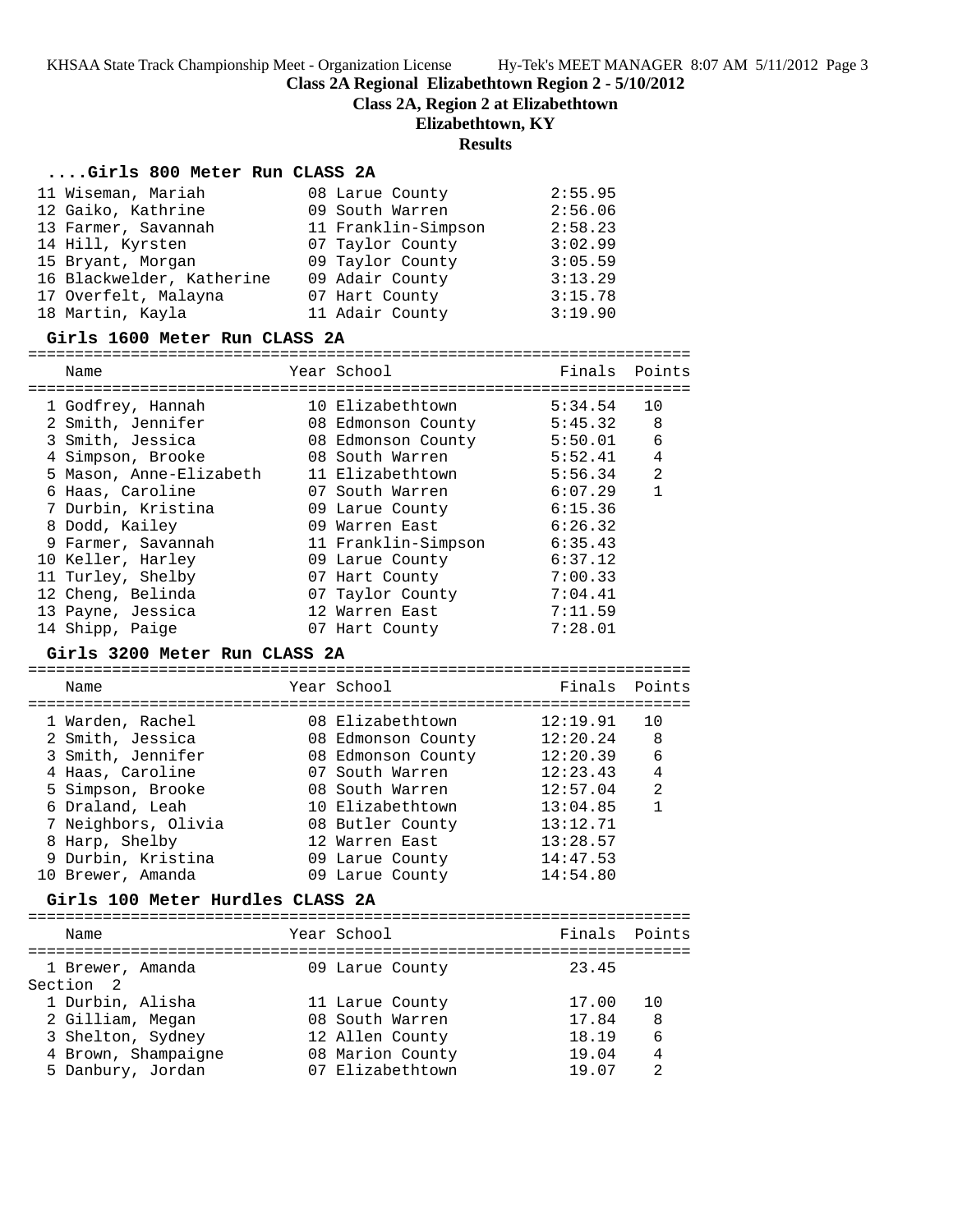**Class 2A Regional Elizabethtown Region 2 - 5/10/2012**

**Class 2A, Region 2 at Elizabethtown**

**Elizabethtown, KY**

**Results**

### ....Girls 800 Meter Run CLASS 2A

| | Name | Year | School | Finals | Points |
|---|---|---|---|---|---|
| 11 | Wiseman, Mariah | 08 | Larue County | 2:55.95 | |
| 12 | Gaiko, Kathrine | 09 | South Warren | 2:56.06 | |
| 13 | Farmer, Savannah | 11 | Franklin-Simpson | 2:58.23 | |
| 14 | Hill, Kyrsten | 07 | Taylor County | 3:02.99 | |
| 15 | Bryant, Morgan | 09 | Taylor County | 3:05.59 | |
| 16 | Blackwelder, Katherine | 09 | Adair County | 3:13.29 | |
| 17 | Overfelt, Malayna | 07 | Hart County | 3:15.78 | |
| 18 | Martin, Kayla | 11 | Adair County | 3:19.90 | |

### Girls 1600 Meter Run CLASS 2A

| | Name | Year | School | Finals | Points |
|---|---|---|---|---|---|
| 1 | Godfrey, Hannah | 10 | Elizabethtown | 5:34.54 | 10 |
| 2 | Smith, Jennifer | 08 | Edmonson County | 5:45.32 | 8 |
| 3 | Smith, Jessica | 08 | Edmonson County | 5:50.01 | 6 |
| 4 | Simpson, Brooke | 08 | South Warren | 5:52.41 | 4 |
| 5 | Mason, Anne-Elizabeth | 11 | Elizabethtown | 5:56.34 | 2 |
| 6 | Haas, Caroline | 07 | South Warren | 6:07.29 | 1 |
| 7 | Durbin, Kristina | 09 | Larue County | 6:15.36 | |
| 8 | Dodd, Kailey | 09 | Warren East | 6:26.32 | |
| 9 | Farmer, Savannah | 11 | Franklin-Simpson | 6:35.43 | |
| 10 | Keller, Harley | 09 | Larue County | 6:37.12 | |
| 11 | Turley, Shelby | 07 | Hart County | 7:00.33 | |
| 12 | Cheng, Belinda | 07 | Taylor County | 7:04.41 | |
| 13 | Payne, Jessica | 12 | Warren East | 7:11.59 | |
| 14 | Shipp, Paige | 07 | Hart County | 7:28.01 | |

### Girls 3200 Meter Run CLASS 2A

| | Name | Year | School | Finals | Points |
|---|---|---|---|---|---|
| 1 | Warden, Rachel | 08 | Elizabethtown | 12:19.91 | 10 |
| 2 | Smith, Jessica | 08 | Edmonson County | 12:20.24 | 8 |
| 3 | Smith, Jennifer | 08 | Edmonson County | 12:20.39 | 6 |
| 4 | Haas, Caroline | 07 | South Warren | 12:23.43 | 4 |
| 5 | Simpson, Brooke | 08 | South Warren | 12:57.04 | 2 |
| 6 | Draland, Leah | 10 | Elizabethtown | 13:04.85 | 1 |
| 7 | Neighbors, Olivia | 08 | Butler County | 13:12.71 | |
| 8 | Harp, Shelby | 12 | Warren East | 13:28.57 | |
| 9 | Durbin, Kristina | 09 | Larue County | 14:47.53 | |
| 10 | Brewer, Amanda | 09 | Larue County | 14:54.80 | |

### Girls 100 Meter Hurdles CLASS 2A

| | Name | Year | School | Finals | Points |
|---|---|---|---|---|---|
| 1 | Brewer, Amanda | 09 | Larue County | 23.45 | |
| Section 2 | | | | | |
| 1 | Durbin, Alisha | 11 | Larue County | 17.00 | 10 |
| 2 | Gilliam, Megan | 08 | South Warren | 17.84 | 8 |
| 3 | Shelton, Sydney | 12 | Allen County | 18.19 | 6 |
| 4 | Brown, Shampaigne | 08 | Marion County | 19.04 | 4 |
| 5 | Danbury, Jordan | 07 | Elizabethtown | 19.07 | 2 |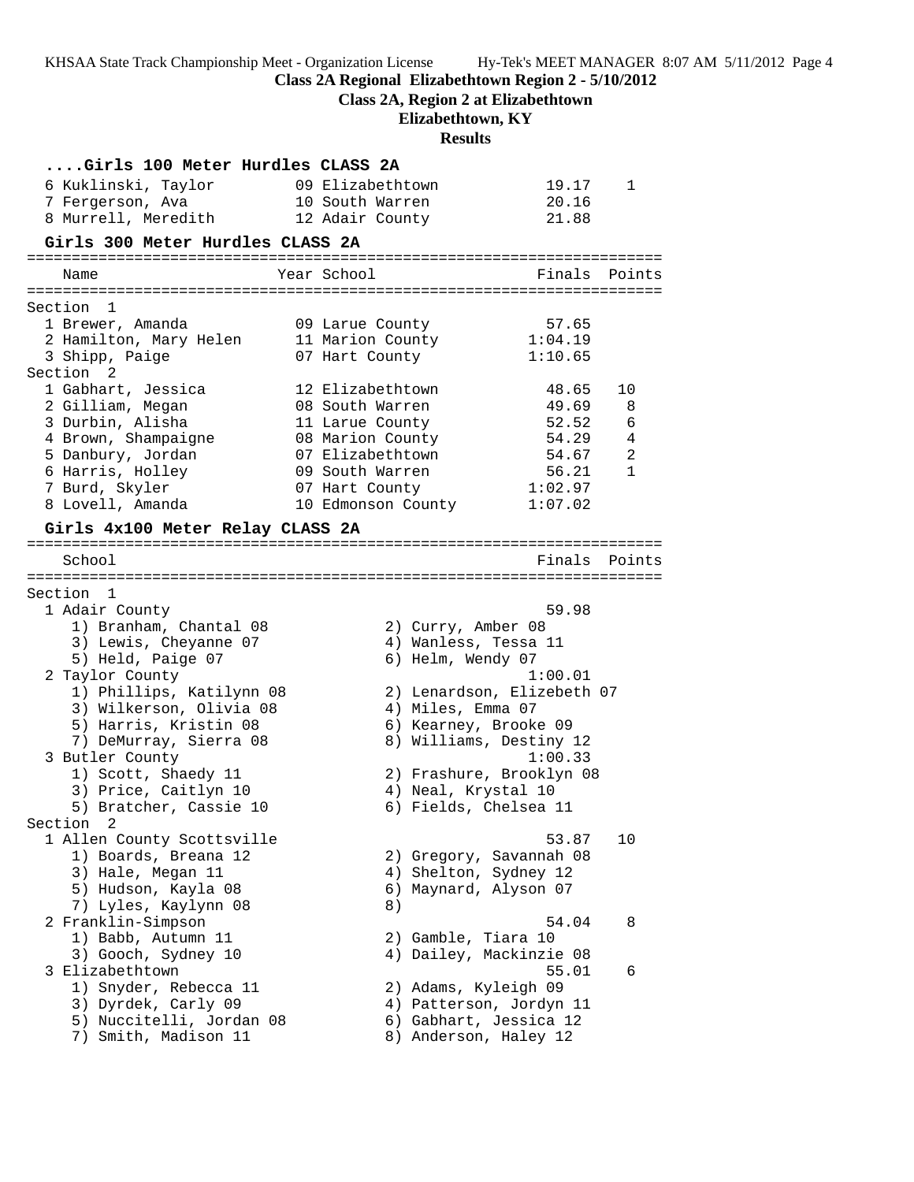## ....Girls 100 Meter Hurdles CLASS 2A

| Name | Year | School | Finals | Points |
|---|---|---|---|---|
| 6 Kuklinski, Taylor | 09 | Elizabethtown | 19.17 | 1 |
| 7 Fergerson, Ava | 10 | South Warren | 20.16 | |
| 8 Murrell, Meredith | 12 | Adair County | 21.88 | |

## Girls 300 Meter Hurdles CLASS 2A

| Name | Year | School | Finals | Points |
|---|---|---|---|---|
| **Section 1** | | | | |
| 1 Brewer, Amanda | 09 | Larue County | 57.65 | |
| 2 Hamilton, Mary Helen | 11 | Marion County | 1:04.19 | |
| 3 Shipp, Paige | 07 | Hart County | 1:10.65 | |
| **Section 2** | | | | |
| 1 Gabhart, Jessica | 12 | Elizabethtown | 48.65 | 10 |
| 2 Gilliam, Megan | 08 | South Warren | 49.69 | 8 |
| 3 Durbin, Alisha | 11 | Larue County | 52.52 | 6 |
| 4 Brown, Shampaigne | 08 | Marion County | 54.29 | 4 |
| 5 Danbury, Jordan | 07 | Elizabethtown | 54.67 | 2 |
| 6 Harris, Holley | 09 | South Warren | 56.21 | 1 |
| 7 Burd, Skyler | 07 | Hart County | 1:02.97 | |
| 8 Lovell, Amanda | 10 | Edmonson County | 1:07.02 | |

## Girls 4x100 Meter Relay CLASS 2A

| School | Finals | Points |
|---|---|---|
| **Section 1** | | |
| 1 Adair County | 59.98 | |
| 1) Branham, Chantal 08; 2) Curry, Amber 08; 3) Lewis, Cheyanne 07; 4) Wanless, Tessa 11; 5) Held, Paige 07; 6) Helm, Wendy 07 | | |
| 2 Taylor County | 1:00.01 | |
| 1) Phillips, Katilynn 08; 2) Lenardson, Elizebeth 07; 3) Wilkerson, Olivia 08; 4) Miles, Emma 07; 5) Harris, Kristin 08; 6) Kearney, Brooke 09; 7) DeMurray, Sierra 08; 8) Williams, Destiny 12 | | |
| 3 Butler County | 1:00.33 | |
| 1) Scott, Shaedy 11; 2) Frashure, Brooklyn 08; 3) Price, Caitlyn 10; 4) Neal, Krystal 10; 5) Bratcher, Cassie 10; 6) Fields, Chelsea 11 | | |
| **Section 2** | | |
| 1 Allen County Scottsville | 53.87 | 10 |
| 1) Boards, Breana 12; 2) Gregory, Savannah 08; 3) Hale, Megan 11; 4) Shelton, Sydney 12; 5) Hudson, Kayla 08; 6) Maynard, Alyson 07; 7) Lyles, Kaylynn 08; 8) | | |
| 2 Franklin-Simpson | 54.04 | 8 |
| 1) Babb, Autumn 11; 2) Gamble, Tiara 10; 3) Gooch, Sydney 10; 4) Dailey, Mackinzie 08 | | |
| 3 Elizabethtown | 55.01 | 6 |
| 1) Snyder, Rebecca 11; 2) Adams, Kyleigh 09; 3) Dyrdek, Carly 09; 4) Patterson, Jordyn 11; 5) Nuccitelli, Jordan 08; 6) Gabhart, Jessica 12; 7) Smith, Madison 11; 8) Anderson, Haley 12 | | |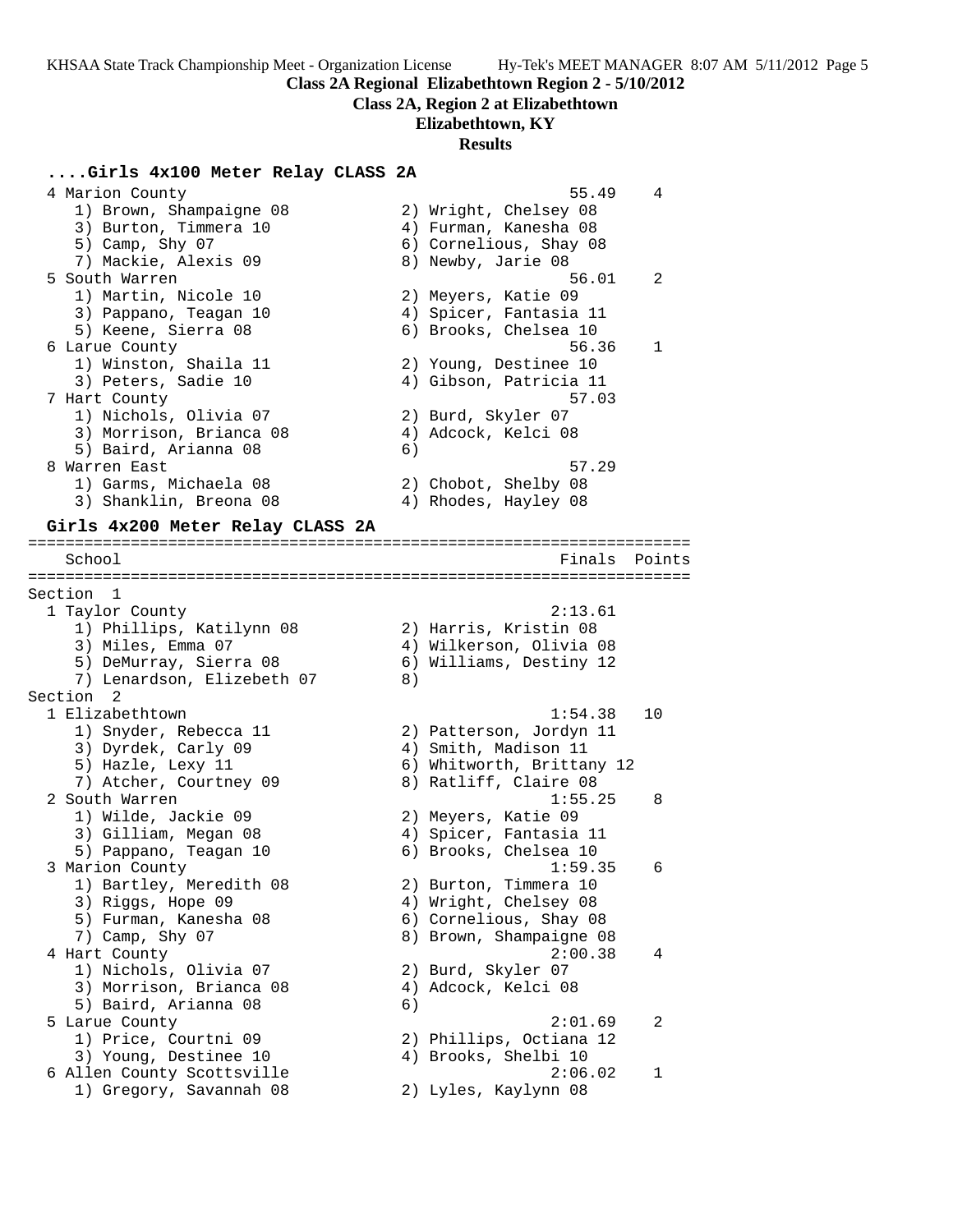## Class 2A Regional Elizabethtown Region 2 - 5/10/2012

### Class 2A, Region 2 at Elizabethtown

### Elizabethtown, KY

### Results

#### ....Girls 4x100 Meter Relay CLASS 2A

```
  4 Marion County                                      55.49    4
     1) Brown, Shampaigne 08            2) Wright, Chelsey 08
     3) Burton, Timmera 10              4) Furman, Kanesha 08
     5) Camp, Shy 07                    6) Cornelious, Shay 08
     7) Mackie, Alexis 09               8) Newby, Jarie 08
  5 South Warren                                       56.01    2
     1) Martin, Nicole 10               2) Meyers, Katie 09
     3) Pappano, Teagan 10              4) Spicer, Fantasia 11
     5) Keene, Sierra 08                6) Brooks, Chelsea 10
  6 Larue County                                       56.36    1
     1) Winston, Shaila 11              2) Young, Destinee 10
     3) Peters, Sadie 10                4) Gibson, Patricia 11
  7 Hart County                                        57.03
     1) Nichols, Olivia 07              2) Burd, Skyler 07
     3) Morrison, Brianca 08            4) Adcock, Kelci 08
     5) Baird, Arianna 08               6)
  8 Warren East                                        57.29
     1) Garms, Michaela 08              2) Chobot, Shelby 08
     3) Shanklin, Breona 08             4) Rhodes, Hayley 08
```

#### Girls 4x200 Meter Relay CLASS 2A

```
=======================================================================
   School                                            Finals  Points
=======================================================================
Section  1
  1 Taylor County                                    2:13.61
     1) Phillips, Katilynn 08           2) Harris, Kristin 08
     3) Miles, Emma 07                  4) Wilkerson, Olivia 08
     5) DeMurray, Sierra 08             6) Williams, Destiny 12
     7) Lenardson, Elizebeth 07         8)
Section  2
  1 Elizabethtown                                    1:54.38   10
     1) Snyder, Rebecca 11              2) Patterson, Jordyn 11
     3) Dyrdek, Carly 09                4) Smith, Madison 11
     5) Hazle, Lexy 11                  6) Whitworth, Brittany 12
     7) Atcher, Courtney 09             8) Ratliff, Claire 08
  2 South Warren                                     1:55.25    8
     1) Wilde, Jackie 09                2) Meyers, Katie 09
     3) Gilliam, Megan 08               4) Spicer, Fantasia 11
     5) Pappano, Teagan 10              6) Brooks, Chelsea 10
  3 Marion County                                    1:59.35    6
     1) Bartley, Meredith 08            2) Burton, Timmera 10
     3) Riggs, Hope 09                  4) Wright, Chelsey 08
     5) Furman, Kanesha 08              6) Cornelious, Shay 08
     7) Camp, Shy 07                    8) Brown, Shampaigne 08
  4 Hart County                                      2:00.38    4
     1) Nichols, Olivia 07              2) Burd, Skyler 07
     3) Morrison, Brianca 08            4) Adcock, Kelci 08
     5) Baird, Arianna 08               6)
  5 Larue County                                     2:01.69    2
     1) Price, Courtni 09               2) Phillips, Octiana 12
     3) Young, Destinee 10              4) Brooks, Shelbi 10
  6 Allen County Scottsville                         2:06.02    1
     1) Gregory, Savannah 08            2) Lyles, Kaylynn 08
```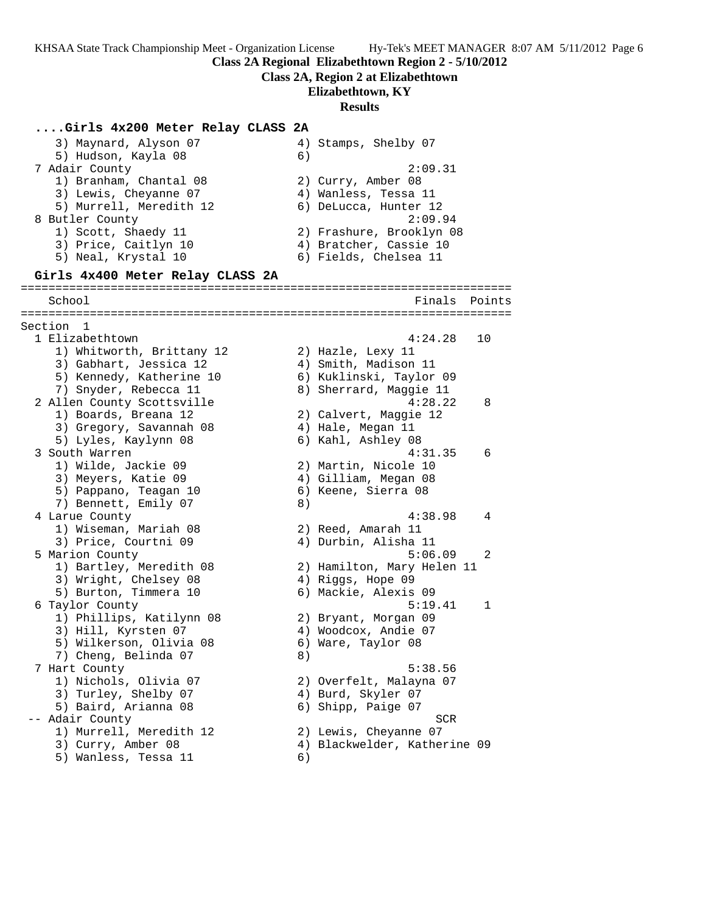KHSAA State Track Championship Meet - Organization License Hy-Tek's MEET MANAGER 8:07 AM 5/11/2012 Page 6

**Class 2A Regional Elizabethtown Region 2 - 5/10/2012**

**Class 2A, Region 2 at Elizabethtown**

**Elizabethtown, KY**

**Results**

```
....Girls 4x200 Meter Relay CLASS 2A
    3) Maynard, Alyson 07             4) Stamps, Shelby 07
    5) Hudson, Kayla 08               6)
  7 Adair County                                    2:09.31
    1) Branham, Chantal 08            2) Curry, Amber 08
    3) Lewis, Cheyanne 07             4) Wanless, Tessa 11
    5) Murrell, Meredith 12           6) DeLucca, Hunter 12
  8 Butler County                                   2:09.94
    1) Scott, Shaedy 11               2) Frashure, Brooklyn 08
    3) Price, Caitlyn 10              4) Bratcher, Cassie 10
    5) Neal, Krystal 10               6) Fields, Chelsea 11

 Girls 4x400 Meter Relay CLASS 2A
=======================================================================
    School                                            Finals  Points
=======================================================================
Section  1
  1 Elizabethtown                                   4:24.28   10
    1) Whitworth, Brittany 12         2) Hazle, Lexy 11
    3) Gabhart, Jessica 12            4) Smith, Madison 11
    5) Kennedy, Katherine 10          6) Kuklinski, Taylor 09
    7) Snyder, Rebecca 11             8) Sherrard, Maggie 11
  2 Allen County Scottsville                        4:28.22    8
    1) Boards, Breana 12              2) Calvert, Maggie 12
    3) Gregory, Savannah 08           4) Hale, Megan 11
    5) Lyles, Kaylynn 08              6) Kahl, Ashley 08
  3 South Warren                                    4:31.35    6
    1) Wilde, Jackie 09               2) Martin, Nicole 10
    3) Meyers, Katie 09               4) Gilliam, Megan 08
    5) Pappano, Teagan 10             6) Keene, Sierra 08
    7) Bennett, Emily 07              8)
  4 Larue County                                    4:38.98    4
    1) Wiseman, Mariah 08             2) Reed, Amarah 11
    3) Price, Courtni 09              4) Durbin, Alisha 11
  5 Marion County                                   5:06.09    2
    1) Bartley, Meredith 08           2) Hamilton, Mary Helen 11
    3) Wright, Chelsey 08             4) Riggs, Hope 09
    5) Burton, Timmera 10             6) Mackie, Alexis 09
  6 Taylor County                                   5:19.41    1
    1) Phillips, Katilynn 08          2) Bryant, Morgan 09
    3) Hill, Kyrsten 07               4) Woodcox, Andie 07
    5) Wilkerson, Olivia 08           6) Ware, Taylor 08
    7) Cheng, Belinda 07              8)
  7 Hart County                                     5:38.56
    1) Nichols, Olivia 07             2) Overfelt, Malayna 07
    3) Turley, Shelby 07              4) Burd, Skyler 07
    5) Baird, Arianna 08              6) Shipp, Paige 07
 -- Adair County                                        SCR
    1) Murrell, Meredith 12           2) Lewis, Cheyanne 07
    3) Curry, Amber 08                4) Blackwelder, Katherine 09
    5) Wanless, Tessa 11              6)
```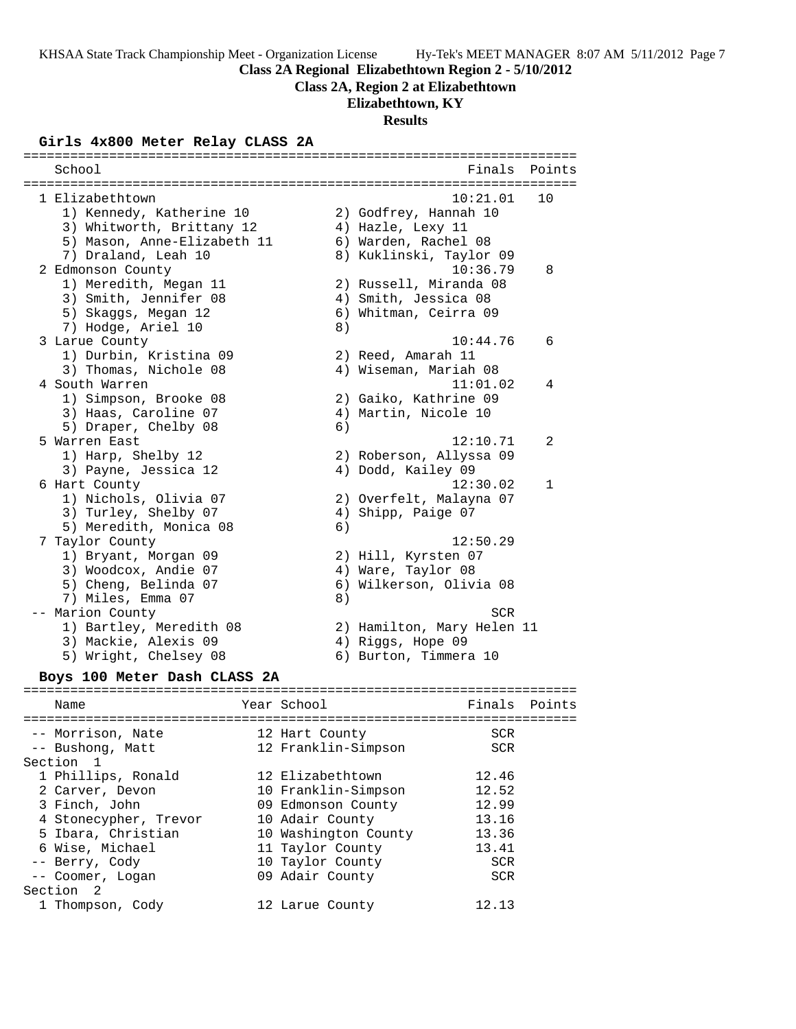**Class 2A Regional Elizabethtown Region 2 - 5/10/2012**

**Class 2A, Region 2 at Elizabethtown**

**Elizabethtown, KY**

**Results**

### Girls 4x800 Meter Relay CLASS 2A

```
=======================================================================
   School                                               Finals  Points
=======================================================================
  1 Elizabethtown                                     10:21.01   10
     1) Kennedy, Katherine 10          2) Godfrey, Hannah 10
     3) Whitworth, Brittany 12         4) Hazle, Lexy 11
     5) Mason, Anne-Elizabeth 11       6) Warden, Rachel 08
     7) Draland, Leah 10               8) Kuklinski, Taylor 09
  2 Edmonson County                                   10:36.79    8
     1) Meredith, Megan 11             2) Russell, Miranda 08
     3) Smith, Jennifer 08             4) Smith, Jessica 08
     5) Skaggs, Megan 12               6) Whitman, Ceirra 09
     7) Hodge, Ariel 10                8)
  3 Larue County                                      10:44.76    6
     1) Durbin, Kristina 09            2) Reed, Amarah 11
     3) Thomas, Nichole 08             4) Wiseman, Mariah 08
  4 South Warren                                      11:01.02    4
     1) Simpson, Brooke 08             2) Gaiko, Kathrine 09
     3) Haas, Caroline 07              4) Martin, Nicole 10
     5) Draper, Chelby 08              6)
  5 Warren East                                       12:10.71    2
     1) Harp, Shelby 12                2) Roberson, Allyssa 09
     3) Payne, Jessica 12              4) Dodd, Kailey 09
  6 Hart County                                       12:30.02    1
     1) Nichols, Olivia 07             2) Overfelt, Malayna 07
     3) Turley, Shelby 07              4) Shipp, Paige 07
     5) Meredith, Monica 08            6)
  7 Taylor County                                     12:50.29
     1) Bryant, Morgan 09              2) Hill, Kyrsten 07
     3) Woodcox, Andie 07              4) Ware, Taylor 08
     5) Cheng, Belinda 07              6) Wilkerson, Olivia 08
     7) Miles, Emma 07                 8)
 -- Marion County                                          SCR
     1) Bartley, Meredith 08           2) Hamilton, Mary Helen 11
     3) Mackie, Alexis 09              4) Riggs, Hope 09
     5) Wright, Chelsey 08             6) Burton, Timmera 10
```

### Boys 100 Meter Dash CLASS 2A

```
=======================================================================
   Name                    Year School                  Finals  Points
=======================================================================
 -- Morrison, Nate          12 Hart County                 SCR
 -- Bushong, Matt           12 Franklin-Simpson            SCR
Section  1
  1 Phillips, Ronald        12 Elizabethtown             12.46
  2 Carver, Devon           10 Franklin-Simpson          12.52
  3 Finch, John             09 Edmonson County           12.99
  4 Stonecypher, Trevor     10 Adair County              13.16
  5 Ibara, Christian        10 Washington County         13.36
  6 Wise, Michael           11 Taylor County             13.41
 -- Berry, Cody             10 Taylor County               SCR
 -- Coomer, Logan           09 Adair County                SCR
Section  2
  1 Thompson, Cody          12 Larue County              12.13
```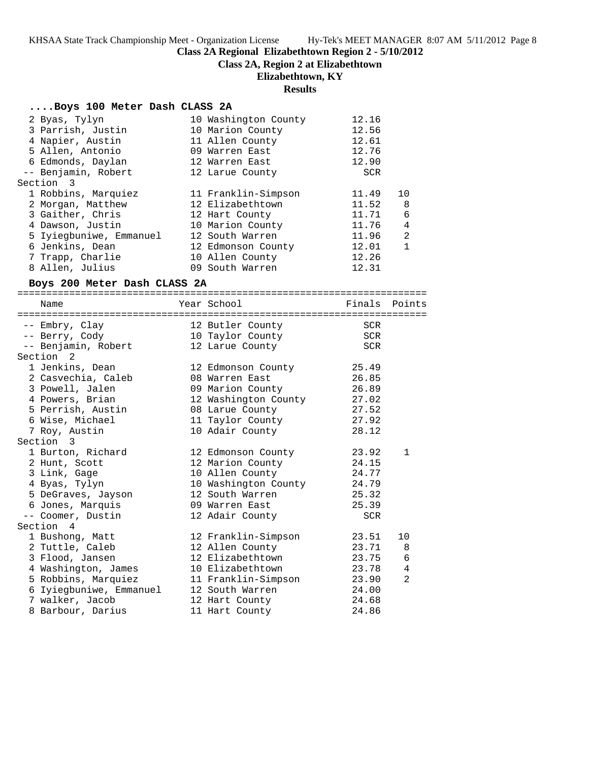## Class 2A Regional Elizabethtown Region 2 - 5/10/2012

### Class 2A, Region 2 at Elizabethtown

### Elizabethtown, KY

### Results

#### ....Boys 100 Meter Dash CLASS 2A

| Name | Year | School | Finals | Points |
|---|---|---|---|---|
| 2 Byas, Tylyn | 10 | Washington County | 12.16 | |
| 3 Parrish, Justin | 10 | Marion County | 12.56 | |
| 4 Napier, Austin | 11 | Allen County | 12.61 | |
| 5 Allen, Antonio | 09 | Warren East | 12.76 | |
| 6 Edmonds, Daylan | 12 | Warren East | 12.90 | |
| -- Benjamin, Robert | 12 | Larue County | SCR | |
| **Section 3** | | | | |
| 1 Robbins, Marquiez | 11 | Franklin-Simpson | 11.49 | 10 |
| 2 Morgan, Matthew | 12 | Elizabethtown | 11.52 | 8 |
| 3 Gaither, Chris | 12 | Hart County | 11.71 | 6 |
| 4 Dawson, Justin | 10 | Marion County | 11.76 | 4 |
| 5 Iyiegbuniwe, Emmanuel | 12 | South Warren | 11.96 | 2 |
| 6 Jenkins, Dean | 12 | Edmonson County | 12.01 | 1 |
| 7 Trapp, Charlie | 10 | Allen County | 12.26 | |
| 8 Allen, Julius | 09 | South Warren | 12.31 | |

#### Boys 200 Meter Dash CLASS 2A

| Name | Year | School | Finals | Points |
|---|---|---|---|---|
| -- Embry, Clay | 12 | Butler County | SCR | |
| -- Berry, Cody | 10 | Taylor County | SCR | |
| -- Benjamin, Robert | 12 | Larue County | SCR | |
| **Section 2** | | | | |
| 1 Jenkins, Dean | 12 | Edmonson County | 25.49 | |
| 2 Casvechia, Caleb | 08 | Warren East | 26.85 | |
| 3 Powell, Jalen | 09 | Marion County | 26.89 | |
| 4 Powers, Brian | 12 | Washington County | 27.02 | |
| 5 Perrish, Austin | 08 | Larue County | 27.52 | |
| 6 Wise, Michael | 11 | Taylor County | 27.92 | |
| 7 Roy, Austin | 10 | Adair County | 28.12 | |
| **Section 3** | | | | |
| 1 Burton, Richard | 12 | Edmonson County | 23.92 | 1 |
| 2 Hunt, Scott | 12 | Marion County | 24.15 | |
| 3 Link, Gage | 10 | Allen County | 24.77 | |
| 4 Byas, Tylyn | 10 | Washington County | 24.79 | |
| 5 DeGraves, Jayson | 12 | South Warren | 25.32 | |
| 6 Jones, Marquis | 09 | Warren East | 25.39 | |
| -- Coomer, Dustin | 12 | Adair County | SCR | |
| **Section 4** | | | | |
| 1 Bushong, Matt | 12 | Franklin-Simpson | 23.51 | 10 |
| 2 Tuttle, Caleb | 12 | Allen County | 23.71 | 8 |
| 3 Flood, Jansen | 12 | Elizabethtown | 23.75 | 6 |
| 4 Washington, James | 10 | Elizabethtown | 23.78 | 4 |
| 5 Robbins, Marquiez | 11 | Franklin-Simpson | 23.90 | 2 |
| 6 Iyiegbuniwe, Emmanuel | 12 | South Warren | 24.00 | |
| 7 walker, Jacob | 12 | Hart County | 24.68 | |
| 8 Barbour, Darius | 11 | Hart County | 24.86 | |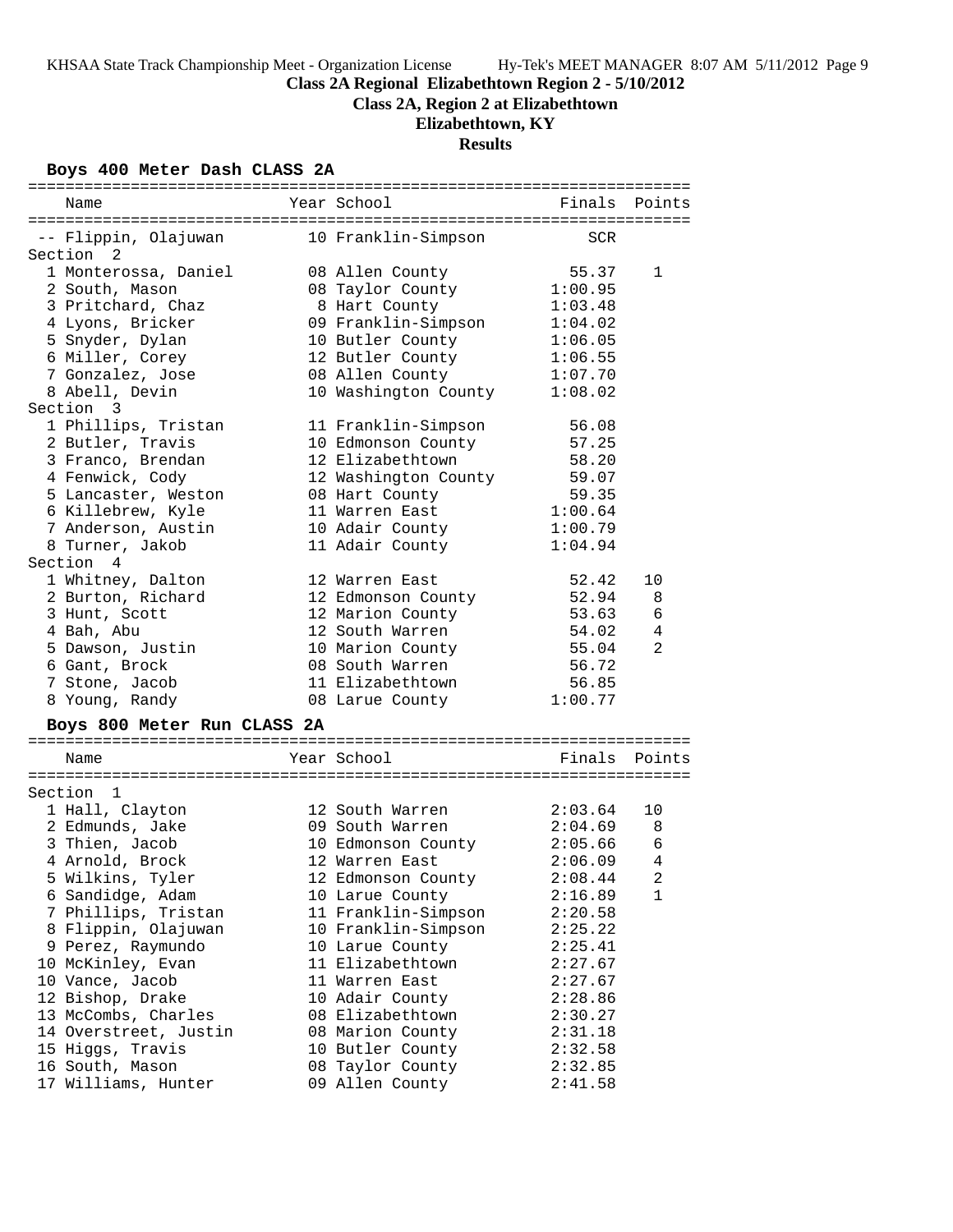## Class 2A Regional Elizabethtown Region 2 - 5/10/2012

### Class 2A, Region 2 at Elizabethtown

### Elizabethtown, KY

### Results

#### Boys 400 Meter Dash CLASS 2A

| Place | Name | Year | School | Finals | Points |
|---|---|---|---|---|---|
| -- | Flippin, Olajuwan | 10 | Franklin-Simpson | SCR | |
| **Section 2** | | | | | |
| 1 | Monterossa, Daniel | 08 | Allen County | 55.37 | 1 |
| 2 | South, Mason | 08 | Taylor County | 1:00.95 | |
| 3 | Pritchard, Chaz | 8 | Hart County | 1:03.48 | |
| 4 | Lyons, Bricker | 09 | Franklin-Simpson | 1:04.02 | |
| 5 | Snyder, Dylan | 10 | Butler County | 1:06.05 | |
| 6 | Miller, Corey | 12 | Butler County | 1:06.55 | |
| 7 | Gonzalez, Jose | 08 | Allen County | 1:07.70 | |
| 8 | Abell, Devin | 10 | Washington County | 1:08.02 | |
| **Section 3** | | | | | |
| 1 | Phillips, Tristan | 11 | Franklin-Simpson | 56.08 | |
| 2 | Butler, Travis | 10 | Edmonson County | 57.25 | |
| 3 | Franco, Brendan | 12 | Elizabethtown | 58.20 | |
| 4 | Fenwick, Cody | 12 | Washington County | 59.07 | |
| 5 | Lancaster, Weston | 08 | Hart County | 59.35 | |
| 6 | Killebrew, Kyle | 11 | Warren East | 1:00.64 | |
| 7 | Anderson, Austin | 10 | Adair County | 1:00.79 | |
| 8 | Turner, Jakob | 11 | Adair County | 1:04.94 | |
| **Section 4** | | | | | |
| 1 | Whitney, Dalton | 12 | Warren East | 52.42 | 10 |
| 2 | Burton, Richard | 12 | Edmonson County | 52.94 | 8 |
| 3 | Hunt, Scott | 12 | Marion County | 53.63 | 6 |
| 4 | Bah, Abu | 12 | South Warren | 54.02 | 4 |
| 5 | Dawson, Justin | 10 | Marion County | 55.04 | 2 |
| 6 | Gant, Brock | 08 | South Warren | 56.72 | |
| 7 | Stone, Jacob | 11 | Elizabethtown | 56.85 | |
| 8 | Young, Randy | 08 | Larue County | 1:00.77 | |

#### Boys 800 Meter Run CLASS 2A

| Place | Name | Year | School | Finals | Points |
|---|---|---|---|---|---|
| **Section 1** | | | | | |
| 1 | Hall, Clayton | 12 | South Warren | 2:03.64 | 10 |
| 2 | Edmunds, Jake | 09 | South Warren | 2:04.69 | 8 |
| 3 | Thien, Jacob | 10 | Edmonson County | 2:05.66 | 6 |
| 4 | Arnold, Brock | 12 | Warren East | 2:06.09 | 4 |
| 5 | Wilkins, Tyler | 12 | Edmonson County | 2:08.44 | 2 |
| 6 | Sandidge, Adam | 10 | Larue County | 2:16.89 | 1 |
| 7 | Phillips, Tristan | 11 | Franklin-Simpson | 2:20.58 | |
| 8 | Flippin, Olajuwan | 10 | Franklin-Simpson | 2:25.22 | |
| 9 | Perez, Raymundo | 10 | Larue County | 2:25.41 | |
| 10 | McKinley, Evan | 11 | Elizabethtown | 2:27.67 | |
| 10 | Vance, Jacob | 11 | Warren East | 2:27.67 | |
| 12 | Bishop, Drake | 10 | Adair County | 2:28.86 | |
| 13 | McCombs, Charles | 08 | Elizabethtown | 2:30.27 | |
| 14 | Overstreet, Justin | 08 | Marion County | 2:31.18 | |
| 15 | Higgs, Travis | 10 | Butler County | 2:32.58 | |
| 16 | South, Mason | 08 | Taylor County | 2:32.85 | |
| 17 | Williams, Hunter | 09 | Allen County | 2:41.58 | |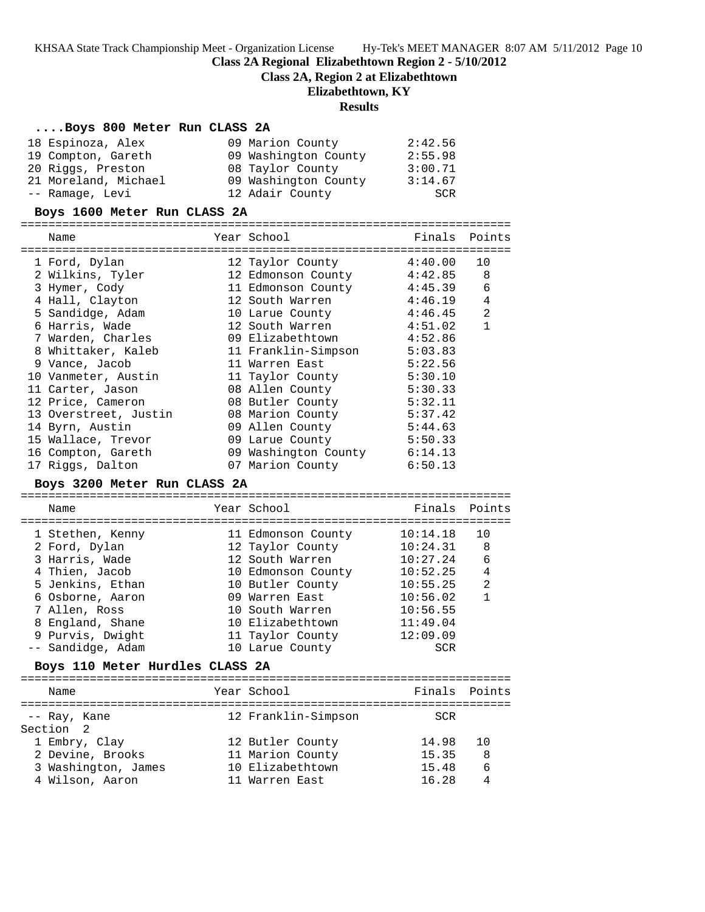## Class 2A Regional Elizabethtown Region 2 - 5/10/2012

### Class 2A, Region 2 at Elizabethtown

### Elizabethtown, KY

### Results

#### ....Boys 800 Meter Run CLASS 2A

| Place | Name | Year | School | Finals |
|---|---|---|---|---|
| 18 | Espinoza, Alex | 09 | Marion County | 2:42.56 |
| 19 | Compton, Gareth | 09 | Washington County | 2:55.98 |
| 20 | Riggs, Preston | 08 | Taylor County | 3:00.71 |
| 21 | Moreland, Michael | 09 | Washington County | 3:14.67 |
| -- | Ramage, Levi | 12 | Adair County | SCR |

#### Boys 1600 Meter Run CLASS 2A

| Place | Name | Year | School | Finals | Points |
|---|---|---|---|---|---|
| 1 | Ford, Dylan | 12 | Taylor County | 4:40.00 | 10 |
| 2 | Wilkins, Tyler | 12 | Edmonson County | 4:42.85 | 8 |
| 3 | Hymer, Cody | 11 | Edmonson County | 4:45.39 | 6 |
| 4 | Hall, Clayton | 12 | South Warren | 4:46.19 | 4 |
| 5 | Sandidge, Adam | 10 | Larue County | 4:46.45 | 2 |
| 6 | Harris, Wade | 12 | South Warren | 4:51.02 | 1 |
| 7 | Warden, Charles | 09 | Elizabethtown | 4:52.86 | |
| 8 | Whittaker, Kaleb | 11 | Franklin-Simpson | 5:03.83 | |
| 9 | Vance, Jacob | 11 | Warren East | 5:22.56 | |
| 10 | Vanmeter, Austin | 11 | Taylor County | 5:30.10 | |
| 11 | Carter, Jason | 08 | Allen County | 5:30.33 | |
| 12 | Price, Cameron | 08 | Butler County | 5:32.11 | |
| 13 | Overstreet, Justin | 08 | Marion County | 5:37.42 | |
| 14 | Byrn, Austin | 09 | Allen County | 5:44.63 | |
| 15 | Wallace, Trevor | 09 | Larue County | 5:50.33 | |
| 16 | Compton, Gareth | 09 | Washington County | 6:14.13 | |
| 17 | Riggs, Dalton | 07 | Marion County | 6:50.13 | |

#### Boys 3200 Meter Run CLASS 2A

| Place | Name | Year | School | Finals | Points |
|---|---|---|---|---|---|
| 1 | Stethen, Kenny | 11 | Edmonson County | 10:14.18 | 10 |
| 2 | Ford, Dylan | 12 | Taylor County | 10:24.31 | 8 |
| 3 | Harris, Wade | 12 | South Warren | 10:27.24 | 6 |
| 4 | Thien, Jacob | 10 | Edmonson County | 10:52.25 | 4 |
| 5 | Jenkins, Ethan | 10 | Butler County | 10:55.25 | 2 |
| 6 | Osborne, Aaron | 09 | Warren East | 10:56.02 | 1 |
| 7 | Allen, Ross | 10 | South Warren | 10:56.55 | |
| 8 | England, Shane | 10 | Elizabethtown | 11:49.04 | |
| 9 | Purvis, Dwight | 11 | Taylor County | 12:09.09 | |
| -- | Sandidge, Adam | 10 | Larue County | SCR | |

#### Boys 110 Meter Hurdles CLASS 2A

| Place | Name | Year | School | Finals | Points |
|---|---|---|---|---|---|
| -- | Ray, Kane | 12 | Franklin-Simpson | SCR | |
| Section 2 | | | | | |
| 1 | Embry, Clay | 12 | Butler County | 14.98 | 10 |
| 2 | Devine, Brooks | 11 | Marion County | 15.35 | 8 |
| 3 | Washington, James | 10 | Elizabethtown | 15.48 | 6 |
| 4 | Wilson, Aaron | 11 | Warren East | 16.28 | 4 |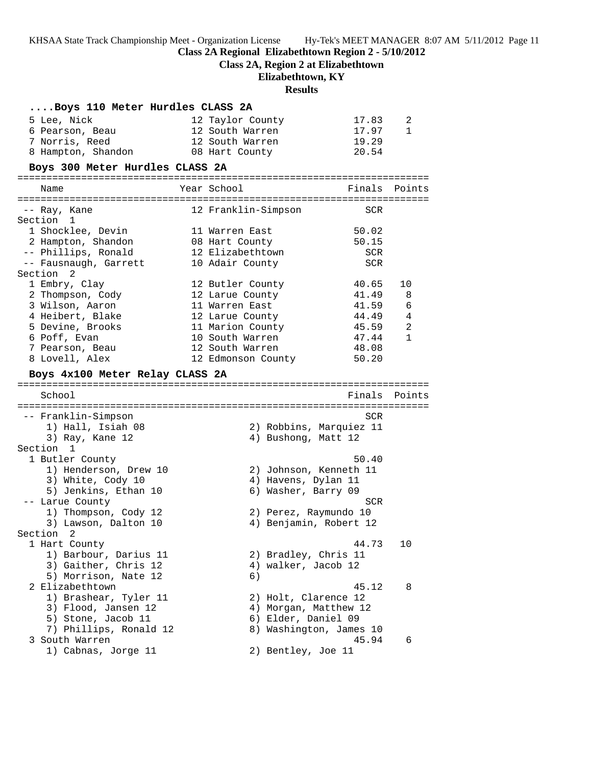# Class 2A Regional Elizabethtown Region 2 - 5/10/2012

## Class 2A, Region 2 at Elizabethtown

### Elizabethtown, KY

### Results

```
....Boys 110 Meter Hurdles CLASS 2A
  5 Lee, Nick                 12 Taylor County          17.83    2
  6 Pearson, Beau             12 South Warren           17.97    1
  7 Norris, Reed              12 South Warren           19.29
  8 Hampton, Shandon          08 Hart County            20.54

Boys 300 Meter Hurdles CLASS 2A
=======================================================================
    Name                    Year School                 Finals  Points
=======================================================================
 -- Ray, Kane                 12 Franklin-Simpson         SCR
Section  1
  1 Shocklee, Devin           11 Warren East            50.02
  2 Hampton, Shandon          08 Hart County            50.15
 -- Phillips, Ronald          12 Elizabethtown            SCR
 -- Fausnaugh, Garrett        10 Adair County             SCR
Section  2
  1 Embry, Clay               12 Butler County          40.65   10
  2 Thompson, Cody            12 Larue County           41.49    8
  3 Wilson, Aaron             11 Warren East            41.59    6
  4 Heibert, Blake            12 Larue County           44.49    4
  5 Devine, Brooks            11 Marion County          45.59    2
  6 Poff, Evan                10 South Warren           47.44    1
  7 Pearson, Beau             12 South Warren           48.08
  8 Lovell, Alex              12 Edmonson County        50.20

Boys 4x100 Meter Relay CLASS 2A
=======================================================================
    School                                              Finals  Points
=======================================================================
 -- Franklin-Simpson                                      SCR
     1) Hall, Isiah 08                2) Robbins, Marquiez 11
     3) Ray, Kane 12                  4) Bushong, Matt 12
Section  1
  1 Butler County                                       50.40
     1) Henderson, Drew 10            2) Johnson, Kenneth 11
     3) White, Cody 10                4) Havens, Dylan 11
     5) Jenkins, Ethan 10             6) Washer, Barry 09
 -- Larue County                                          SCR
     1) Thompson, Cody 12             2) Perez, Raymundo 10
     3) Lawson, Dalton 10             4) Benjamin, Robert 12
Section  2
  1 Hart County                                         44.73   10
     1) Barbour, Darius 11            2) Bradley, Chris 11
     3) Gaither, Chris 12             4) walker, Jacob 12
     5) Morrison, Nate 12             6)
  2 Elizabethtown                                       45.12    8
     1) Brashear, Tyler 11            2) Holt, Clarence 12
     3) Flood, Jansen 12              4) Morgan, Matthew 12
     5) Stone, Jacob 11               6) Elder, Daniel 09
     7) Phillips, Ronald 12           8) Washington, James 10
  3 South Warren                                        45.94    6
     1) Cabnas, Jorge 11              2) Bentley, Joe 11
```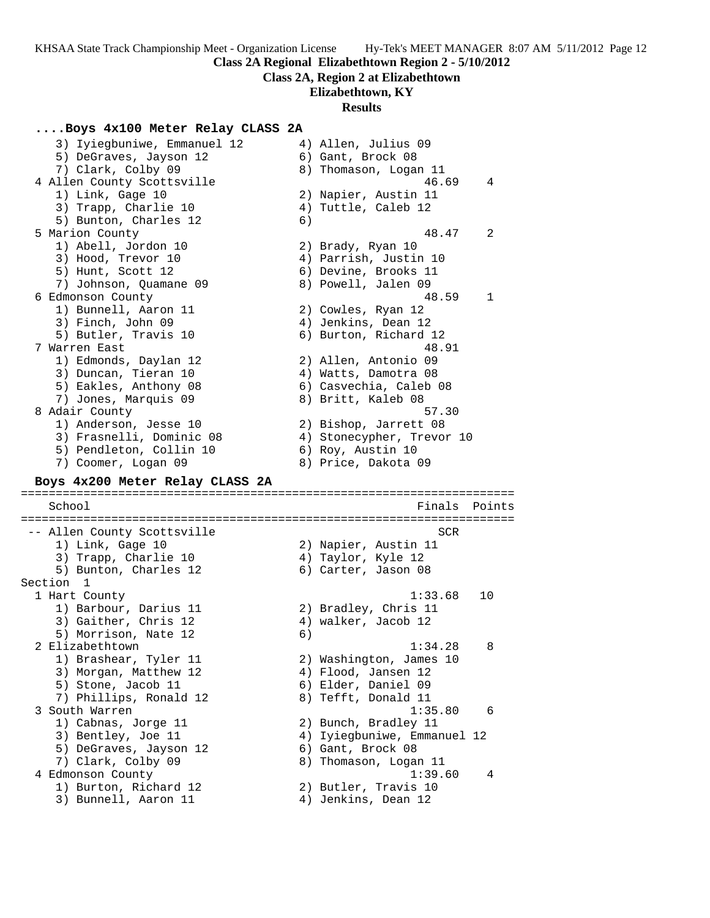Class 2A Regional Elizabethtown Region 2 - 5/10/2012

Class 2A, Region 2 at Elizabethtown

Elizabethtown, KY

Results

### ....Boys 4x100 Meter Relay CLASS 2A

```
    3) Iyiegbuniwe, Emmanuel 12        4) Allen, Julius 09
    5) DeGraves, Jayson 12             6) Gant, Brock 08
    7) Clark, Colby 09                 8) Thomason, Logan 11
  4 Allen County Scottsville                          46.69    4
    1) Link, Gage 10                   2) Napier, Austin 11
    3) Trapp, Charlie 10               4) Tuttle, Caleb 12
    5) Bunton, Charles 12              6)
  5 Marion County                                     48.47    2
    1) Abell, Jordon 10                2) Brady, Ryan 10
    3) Hood, Trevor 10                 4) Parrish, Justin 10
    5) Hunt, Scott 12                  6) Devine, Brooks 11
    7) Johnson, Quamane 09             8) Powell, Jalen 09
  6 Edmonson County                                   48.59    1
    1) Bunnell, Aaron 11               2) Cowles, Ryan 12
    3) Finch, John 09                  4) Jenkins, Dean 12
    5) Butler, Travis 10               6) Burton, Richard 12
  7 Warren East                                       48.91
    1) Edmonds, Daylan 12              2) Allen, Antonio 09
    3) Duncan, Tieran 10               4) Watts, Damotra 08
    5) Eakles, Anthony 08              6) Casvechia, Caleb 08
    7) Jones, Marquis 09               8) Britt, Kaleb 08
  8 Adair County                                      57.30
    1) Anderson, Jesse 10              2) Bishop, Jarrett 08
    3) Frasnelli, Dominic 08           4) Stonecypher, Trevor 10
    5) Pendleton, Collin 10            6) Roy, Austin 10
    7) Coomer, Logan 09                8) Price, Dakota 09
```

### Boys 4x200 Meter Relay CLASS 2A

```
=======================================================================
    School                                            Finals  Points
=======================================================================
 -- Allen County Scottsville                             SCR
    1) Link, Gage 10                   2) Napier, Austin 11
    3) Trapp, Charlie 10               4) Taylor, Kyle 12
    5) Bunton, Charles 12              6) Carter, Jason 08
Section  1
  1 Hart County                                     1:33.68   10
    1) Barbour, Darius 11              2) Bradley, Chris 11
    3) Gaither, Chris 12               4) walker, Jacob 12
    5) Morrison, Nate 12               6)
  2 Elizabethtown                                   1:34.28    8
    1) Brashear, Tyler 11              2) Washington, James 10
    3) Morgan, Matthew 12              4) Flood, Jansen 12
    5) Stone, Jacob 11                 6) Elder, Daniel 09
    7) Phillips, Ronald 12             8) Tefft, Donald 11
  3 South Warren                                    1:35.80    6
    1) Cabnas, Jorge 11                2) Bunch, Bradley 11
    3) Bentley, Joe 11                 4) Iyiegbuniwe, Emmanuel 12
    5) DeGraves, Jayson 12             6) Gant, Brock 08
    7) Clark, Colby 09                 8) Thomason, Logan 11
  4 Edmonson County                                 1:39.60    4
    1) Burton, Richard 12              2) Butler, Travis 10
    3) Bunnell, Aaron 11               4) Jenkins, Dean 12
```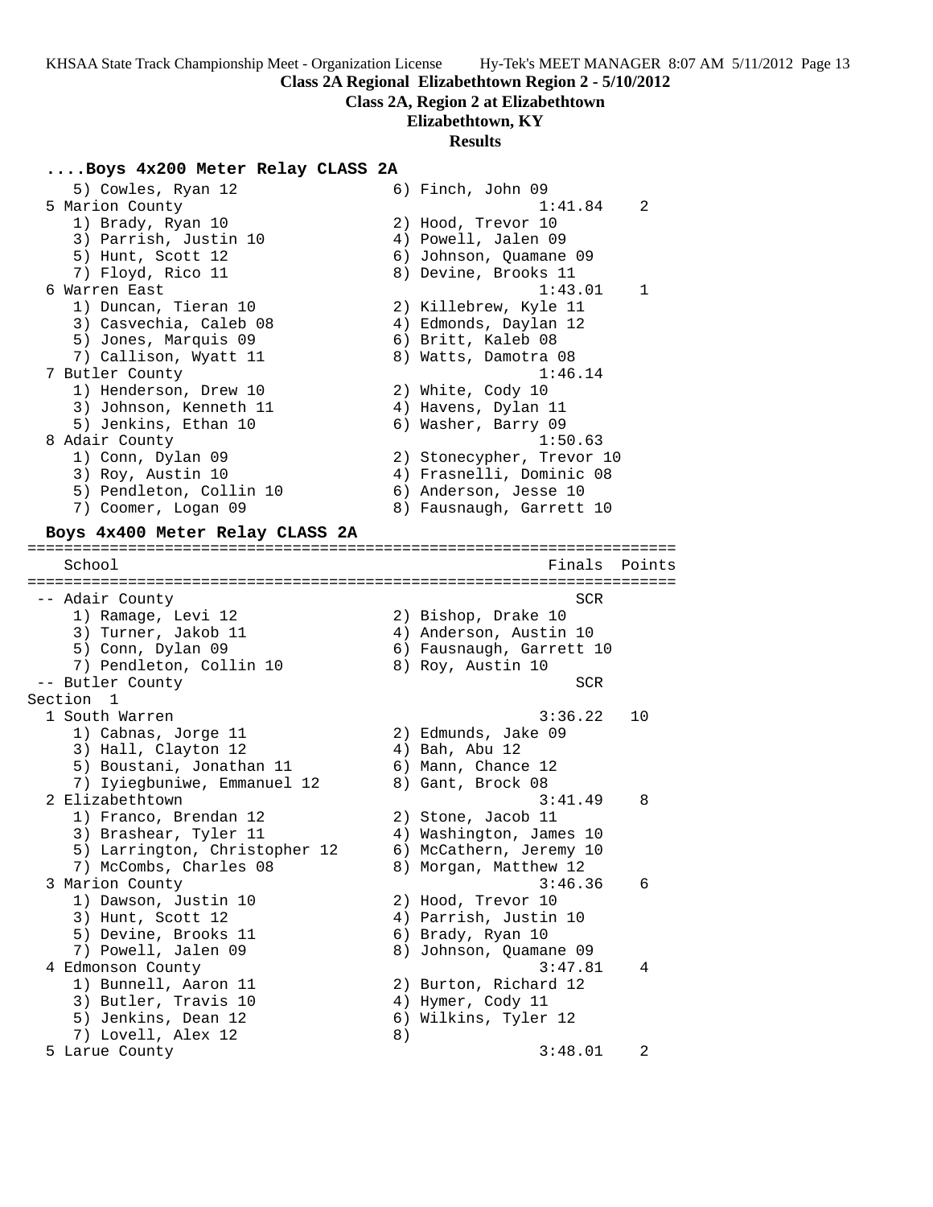## Class 2A Regional Elizabethtown Region 2 - 5/10/2012

### Class 2A, Region 2 at Elizabethtown

### Elizabethtown, KY

### Results

```
....Boys 4x200 Meter Relay CLASS 2A
    5) Cowles, Ryan 12               6) Finch, John 09
  5 Marion County                                    1:41.84    2
    1) Brady, Ryan 10                2) Hood, Trevor 10
    3) Parrish, Justin 10            4) Powell, Jalen 09
    5) Hunt, Scott 12                6) Johnson, Quamane 09
    7) Floyd, Rico 11                8) Devine, Brooks 11
  6 Warren East                                      1:43.01    1
    1) Duncan, Tieran 10             2) Killebrew, Kyle 11
    3) Casvechia, Caleb 08           4) Edmonds, Daylan 12
    5) Jones, Marquis 09             6) Britt, Kaleb 08
    7) Callison, Wyatt 11            8) Watts, Damotra 08
  7 Butler County                                    1:46.14
    1) Henderson, Drew 10            2) White, Cody 10
    3) Johnson, Kenneth 11           4) Havens, Dylan 11
    5) Jenkins, Ethan 10             6) Washer, Barry 09
  8 Adair County                                     1:50.63
    1) Conn, Dylan 09                2) Stonecypher, Trevor 10
    3) Roy, Austin 10                4) Frasnelli, Dominic 08
    5) Pendleton, Collin 10          6) Anderson, Jesse 10
    7) Coomer, Logan 09              8) Fausnaugh, Garrett 10

Boys 4x400 Meter Relay CLASS 2A
=======================================================================
    School                                            Finals  Points
=======================================================================
 -- Adair County                                         SCR
    1) Ramage, Levi 12               2) Bishop, Drake 10
    3) Turner, Jakob 11              4) Anderson, Austin 10
    5) Conn, Dylan 09                6) Fausnaugh, Garrett 10
    7) Pendleton, Collin 10          8) Roy, Austin 10
 -- Butler County                                        SCR
Section  1
  1 South Warren                                     3:36.22   10
    1) Cabnas, Jorge 11              2) Edmunds, Jake 09
    3) Hall, Clayton 12              4) Bah, Abu 12
    5) Boustani, Jonathan 11         6) Mann, Chance 12
    7) Iyiegbuniwe, Emmanuel 12      8) Gant, Brock 08
  2 Elizabethtown                                    3:41.49    8
    1) Franco, Brendan 12            2) Stone, Jacob 11
    3) Brashear, Tyler 11            4) Washington, James 10
    5) Larrington, Christopher 12    6) McCathern, Jeremy 10
    7) McCombs, Charles 08           8) Morgan, Matthew 12
  3 Marion County                                    3:46.36    6
    1) Dawson, Justin 10             2) Hood, Trevor 10
    3) Hunt, Scott 12                4) Parrish, Justin 10
    5) Devine, Brooks 11             6) Brady, Ryan 10
    7) Powell, Jalen 09              8) Johnson, Quamane 09
  4 Edmonson County                                  3:47.81    4
    1) Bunnell, Aaron 11             2) Burton, Richard 12
    3) Butler, Travis 10             4) Hymer, Cody 11
    5) Jenkins, Dean 12              6) Wilkins, Tyler 12
    7) Lovell, Alex 12               8)
  5 Larue County                                     3:48.01    2
```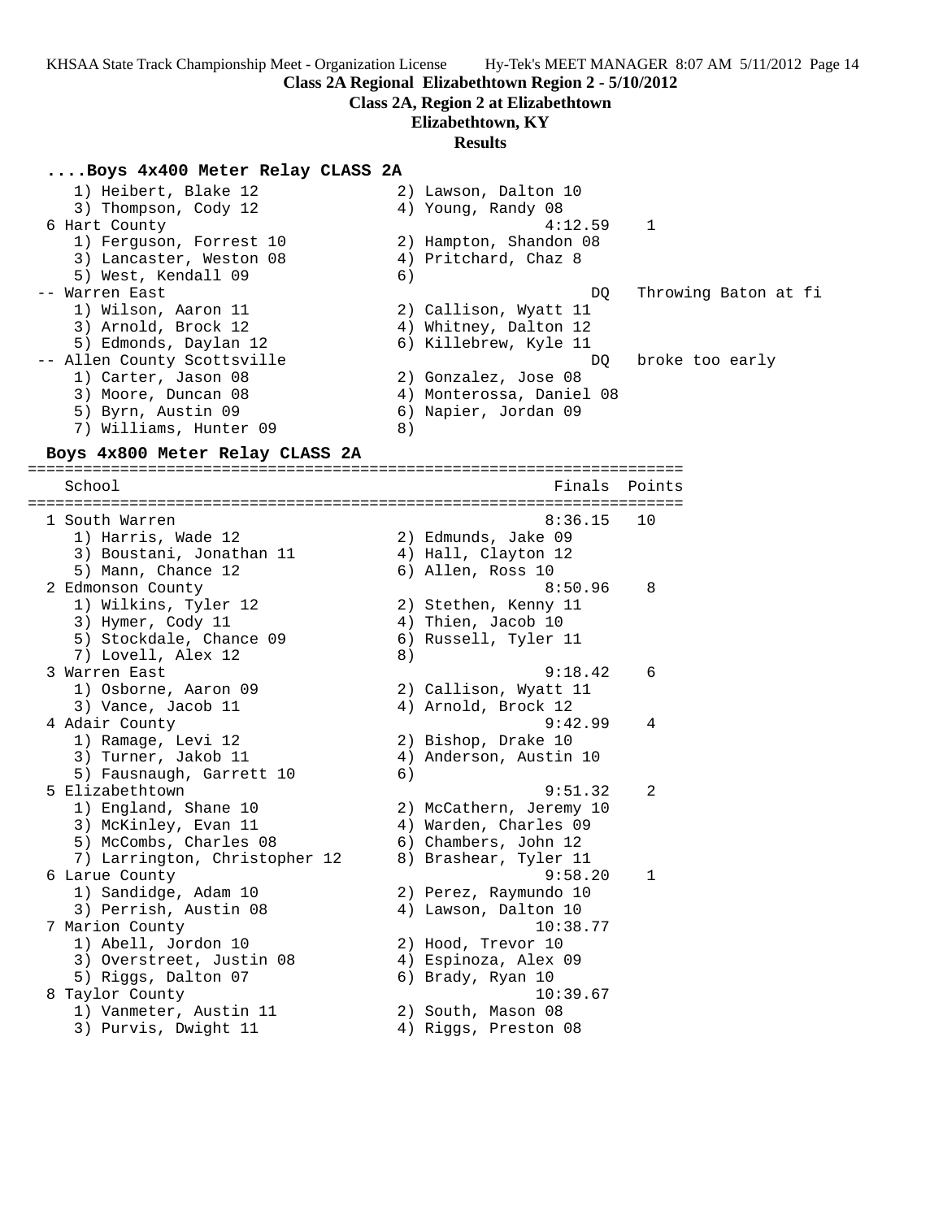Class 2A Regional Elizabethtown Region 2 - 5/10/2012

Class 2A, Region 2 at Elizabethtown

Elizabethtown, KY

Results

## ....Boys 4x400 Meter Relay CLASS 2A

```
    1) Heibert, Blake 12              2) Lawson, Dalton 10
    3) Thompson, Cody 12              4) Young, Randy 08
  6 Hart County                                  4:12.59    1
    1) Ferguson, Forrest 10           2) Hampton, Shandon 08
    3) Lancaster, Weston 08           4) Pritchard, Chaz 8
    5) West, Kendall 09               6)
 -- Warren East                                       DQ   Throwing Baton at fi
    1) Wilson, Aaron 11               2) Callison, Wyatt 11
    3) Arnold, Brock 12               4) Whitney, Dalton 12
    5) Edmonds, Daylan 12             6) Killebrew, Kyle 11
 -- Allen County Scottsville                          DQ   broke too early
    1) Carter, Jason 08               2) Gonzalez, Jose 08
    3) Moore, Duncan 08               4) Monterossa, Daniel 08
    5) Byrn, Austin 09                6) Napier, Jordan 09
    7) Williams, Hunter 09            8)
```

## Boys 4x800 Meter Relay CLASS 2A

```
=======================================================================
   School                                            Finals  Points
=======================================================================
  1 South Warren                                    8:36.15   10
    1) Harris, Wade 12                2) Edmunds, Jake 09
    3) Boustani, Jonathan 11          4) Hall, Clayton 12
    5) Mann, Chance 12                6) Allen, Ross 10
  2 Edmonson County                                 8:50.96    8
    1) Wilkins, Tyler 12              2) Stethen, Kenny 11
    3) Hymer, Cody 11                 4) Thien, Jacob 10
    5) Stockdale, Chance 09           6) Russell, Tyler 11
    7) Lovell, Alex 12                8)
  3 Warren East                                     9:18.42    6
    1) Osborne, Aaron 09              2) Callison, Wyatt 11
    3) Vance, Jacob 11                4) Arnold, Brock 12
  4 Adair County                                    9:42.99    4
    1) Ramage, Levi 12                2) Bishop, Drake 10
    3) Turner, Jakob 11               4) Anderson, Austin 10
    5) Fausnaugh, Garrett 10          6)
  5 Elizabethtown                                   9:51.32    2
    1) England, Shane 10              2) McCathern, Jeremy 10
    3) McKinley, Evan 11              4) Warden, Charles 09
    5) McCombs, Charles 08            6) Chambers, John 12
    7) Larrington, Christopher 12     8) Brashear, Tyler 11
  6 Larue County                                    9:58.20    1
    1) Sandidge, Adam 10              2) Perez, Raymundo 10
    3) Perrish, Austin 08             4) Lawson, Dalton 10
  7 Marion County                                  10:38.77
    1) Abell, Jordon 10               2) Hood, Trevor 10
    3) Overstreet, Justin 08          4) Espinoza, Alex 09
    5) Riggs, Dalton 07               6) Brady, Ryan 10
  8 Taylor County                                  10:39.67
    1) Vanmeter, Austin 11            2) South, Mason 08
    3) Purvis, Dwight 11              4) Riggs, Preston 08
```